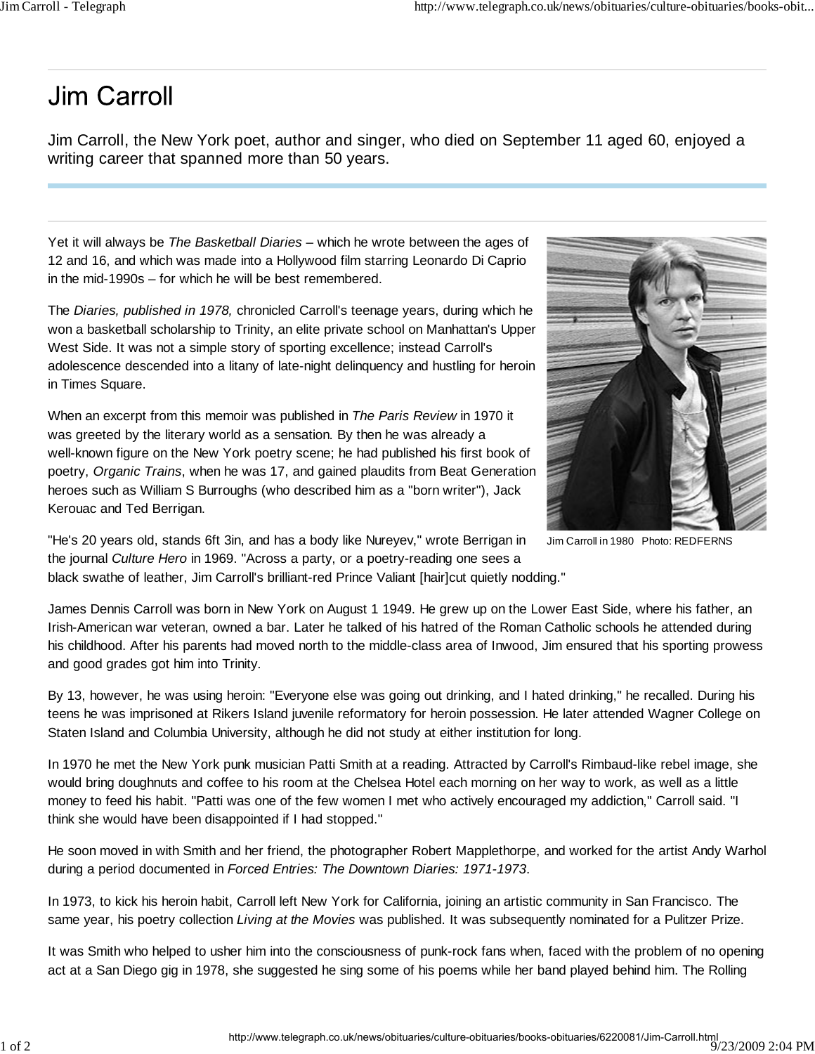# Jim Carroll

Jim Carroll, the New York poet, author and singer, who died on September 11 aged 60, enjoyed a writing career that spanned more than 50 years.

Yet it will always be *The Basketball Diaries* – which he wrote between the ages of 12 and 16, and which was made into a Hollywood film starring Leonardo Di Caprio in the mid-1990s – for which he will be best remembered.

The *Diaries, published in 1978,* chronicled Carroll's teenage years, during which he won a basketball scholarship to Trinity, an elite private school on Manhattan's Upper West Side. It was not a simple story of sporting excellence; instead Carroll's adolescence descended into a litany of late-night delinquency and hustling for heroin in Times Square.

When an excerpt from this memoir was published in *The Paris Review* in 1970 it was greeted by the literary world as a sensation. By then he was already a well-known figure on the New York poetry scene; he had published his first book of poetry, *Organic Trains*, when he was 17, and gained plaudits from Beat Generation heroes such as William S Burroughs (who described him as a "born writer"), Jack Kerouac and Ted Berrigan.

Jim Carroll in 1980 Photo: REDFERNS

"He's 20 years old, stands 6ft 3in, and has a body like Nureyev," wrote Berrigan in the journal *Culture Hero* in 1969. "Across a party, or a poetry-reading one sees a black swathe of leather, Jim Carroll's brilliant-red Prince Valiant [hair]cut quietly nodding."

James Dennis Carroll was born in New York on August 1 1949. He grew up on the Lower East Side, where his father, an Irish-American war veteran, owned a bar. Later he talked of his hatred of the Roman Catholic schools he attended during his childhood. After his parents had moved north to the middle-class area of Inwood, Jim ensured that his sporting prowess and good grades got him into Trinity.

By 13, however, he was using heroin: "Everyone else was going out drinking, and I hated drinking," he recalled. During his teens he was imprisoned at Rikers Island juvenile reformatory for heroin possession. He later attended Wagner College on Staten Island and Columbia University, although he did not study at either institution for long.

In 1970 he met the New York punk musician Patti Smith at a reading. Attracted by Carroll's Rimbaud-like rebel image, she would bring doughnuts and coffee to his room at the Chelsea Hotel each morning on her way to work, as well as a little money to feed his habit. "Patti was one of the few women I met who actively encouraged my addiction," Carroll said. "I think she would have been disappointed if I had stopped."

He soon moved in with Smith and her friend, the photographer Robert Mapplethorpe, and worked for the artist Andy Warhol during a period documented in *Forced Entries: The Downtown Diaries: 1971-1973*.

In 1973, to kick his heroin habit, Carroll left New York for California, joining an artistic community in San Francisco. The same year, his poetry collection *Living at the Movies* was published. It was subsequently nominated for a Pulitzer Prize.

It was Smith who helped to usher him into the consciousness of punk-rock fans when, faced with the problem of no opening act at a San Diego gig in 1978, she suggested he sing some of his poems while her band played behind him. The Rolling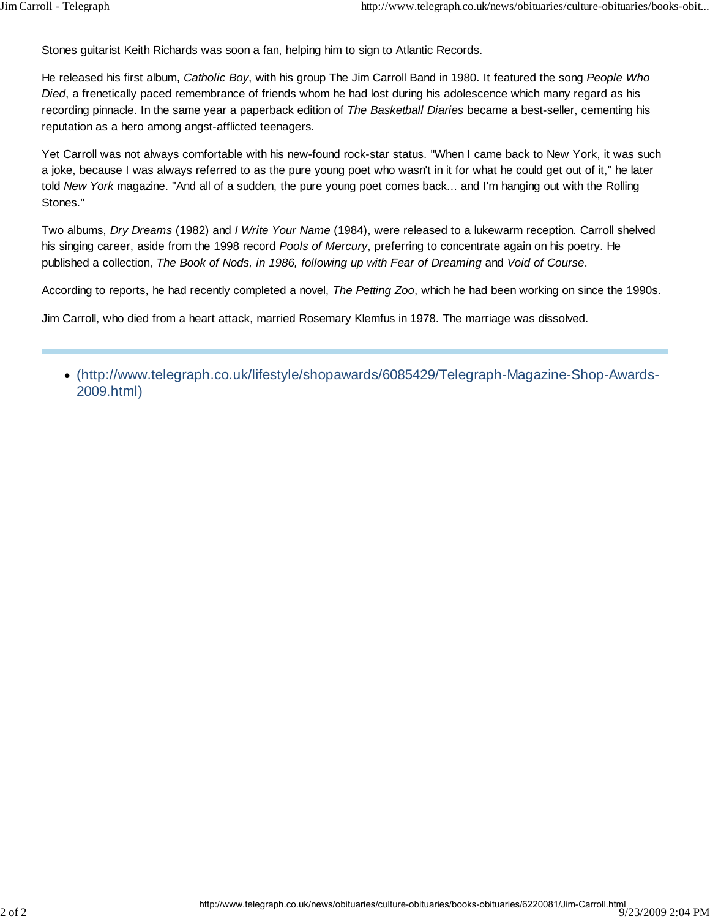Stones guitarist Keith Richards was soon a fan, helping him to sign to Atlantic Records.

He released his first album, *Catholic Boy*, with his group The Jim Carroll Band in 1980. It featured the song *People Who Died*, a frenetically paced remembrance of friends whom he had lost during his adolescence which many regard as his recording pinnacle. In the same year a paperback edition of *The Basketball Diaries* became a best-seller, cementing his reputation as a hero among angst-afflicted teenagers.

Yet Carroll was not always comfortable with his new-found rock-star status. "When I came back to New York, it was such a joke, because I was always referred to as the pure young poet who wasn't in it for what he could get out of it," he later told *New York* magazine. "And all of a sudden, the pure young poet comes back... and I'm hanging out with the Rolling Stones."

Two albums, *Dry Dreams* (1982) and *I Write Your Name* (1984), were released to a lukewarm reception. Carroll shelved his singing career, aside from the 1998 record *Pools of Mercury*, preferring to concentrate again on his poetry. He published a collection, *The Book of Nods, in 1986, following up with Fear of Dreaming* and *Void of Course*.

According to reports, he had recently completed a novel, *The Petting Zoo*, which he had been working on since the 1990s.

Jim Carroll, who died from a heart attack, married Rosemary Klemfus in 1978. The marriage was dissolved.

---

- (http://www.telegraph.co.uk/lifestyle/shopawards/6085429/Telegraph-Magazine-Shop-Awards-2009.html)